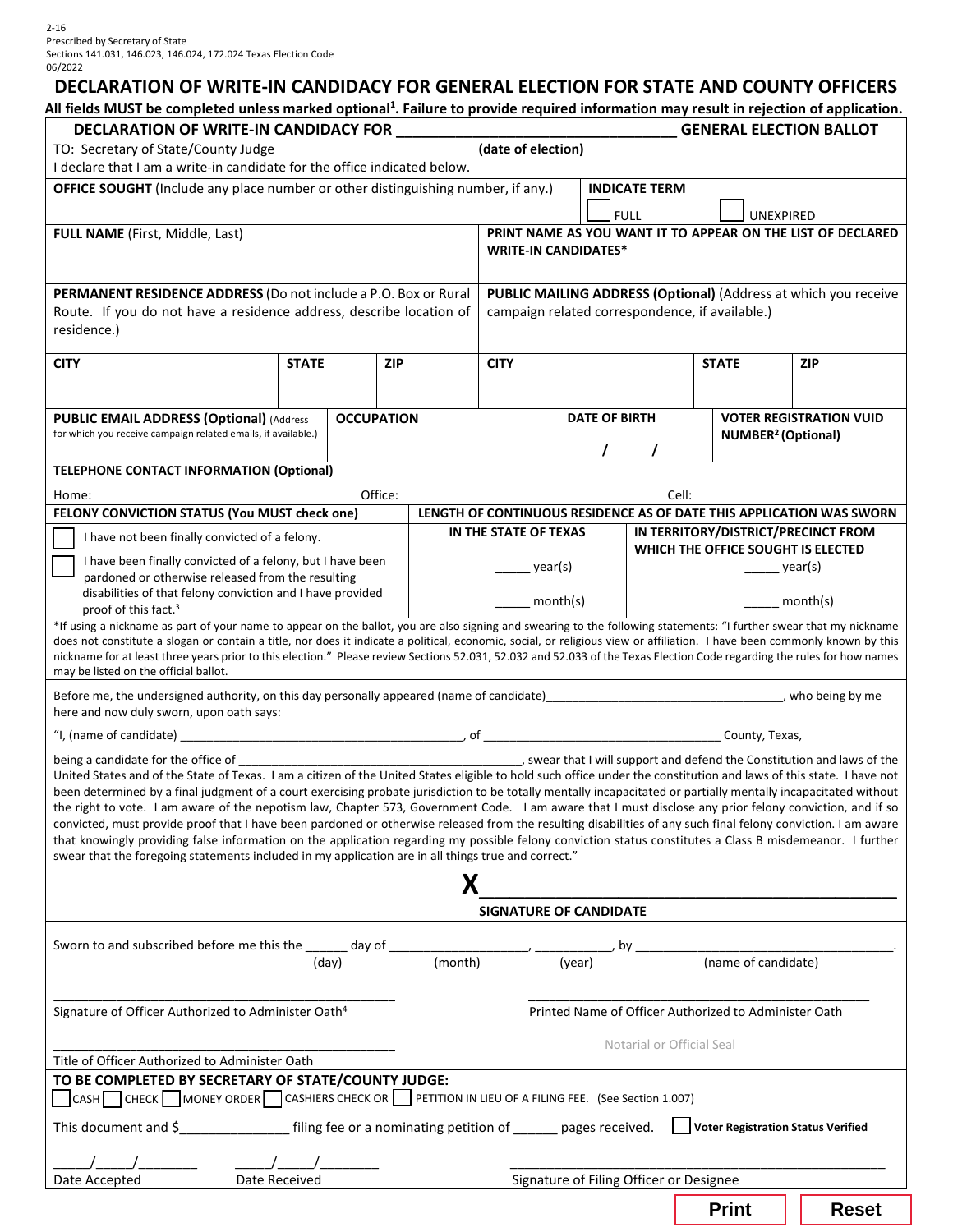2-16
Prescribed by Secretary of State
Sections 141.031, 146.023, 146.024, 172.024 Texas Election Code
06/2022

# DECLARATION OF WRITE-IN CANDIDACY FOR GENERAL ELECTION FOR STATE AND COUNTY OFFICERS

**All fields MUST be completed unless marked optional[1]. Failure to provide required information may result in rejection of application.**

**DECLARATION OF WRITE-IN CANDIDACY FOR \_\_\_\_\_\_\_\_\_\_\_\_\_\_\_\_\_\_\_\_\_\_\_\_\_\_\_\_\_\_\_\_\_\_ GENERAL ELECTION BALLOT**
(date of election)

TO: Secretary of State/County Judge

I declare that I am a write-in candidate for the office indicated below.

| | |
|---|---|
| **OFFICE SOUGHT** (Include any place number or other distinguishing number, if any.) | **INDICATE TERM** ☐ FULL ☐ UNEXPIRED |
| **FULL NAME** (First, Middle, Last) | **PRINT NAME AS YOU WANT IT TO APPEAR ON THE LIST OF DECLARED WRITE-IN CANDIDATES\*** |
| **PERMANENT RESIDENCE ADDRESS** (Do not include a P.O. Box or Rural Route. If you do not have a residence address, describe location of residence.) | **PUBLIC MAILING ADDRESS (Optional)** (Address at which you receive campaign related correspondence, if available.) |

| CITY | STATE | ZIP | CITY | STATE | ZIP |
|---|---|---|---|---|---|
| | | | | | |

| **PUBLIC EMAIL ADDRESS (Optional)** (Address for which you receive campaign related emails, if available.) | **OCCUPATION** | **DATE OF BIRTH** | **VOTER REGISTRATION VUID NUMBER[2] (Optional)** |
|---|---|---|---|
| | | / / | |

**TELEPHONE CONTACT INFORMATION (Optional)**

Home: Office: Cell:

| **FELONY CONVICTION STATUS (You MUST check one)** | **LENGTH OF CONTINUOUS RESIDENCE AS OF DATE THIS APPLICATION WAS SWORN** | |
|---|---|---|
| | **IN THE STATE OF TEXAS** | **IN TERRITORY/DISTRICT/PRECINCT FROM WHICH THE OFFICE SOUGHT IS ELECTED** |
| ☐ I have not been finally convicted of a felony. | \_\_\_\_\_ year(s) | \_\_\_\_\_ year(s) |
| ☐ I have been finally convicted of a felony, but I have been pardoned or otherwise released from the resulting disabilities of that felony conviction and I have provided proof of this fact.[3] | \_\_\_\_\_ month(s) | \_\_\_\_\_ month(s) |

\*If using a nickname as part of your name to appear on the ballot, you are also signing and swearing to the following statements: "I further swear that my nickname does not constitute a slogan or contain a title, nor does it indicate a political, economic, social, or religious view or affiliation. I have been commonly known by this nickname for at least three years prior to this election." Please review Sections 52.031, 52.032 and 52.033 of the Texas Election Code regarding the rules for how names may be listed on the official ballot.

Before me, the undersigned authority, on this day personally appeared (name of candidate)\_\_\_\_\_\_\_\_\_\_\_\_\_\_\_\_\_\_\_\_\_\_\_\_\_\_\_\_\_\_\_\_\_\_\_, who being by me here and now duly sworn, upon oath says:

"I, (name of candidate) \_\_\_\_\_\_\_\_\_\_\_\_\_\_\_\_\_\_\_\_\_\_\_\_\_\_\_\_\_\_\_\_\_\_\_\_\_\_\_\_, of \_\_\_\_\_\_\_\_\_\_\_\_\_\_\_\_\_\_\_\_\_\_\_\_\_\_\_\_\_\_\_\_\_\_ County, Texas,

being a candidate for the office of \_\_\_\_\_\_\_\_\_\_\_\_\_\_\_\_\_\_\_\_\_\_\_\_\_\_\_\_\_\_\_\_\_\_\_\_\_\_\_\_\_\_\_, swear that I will support and defend the Constitution and laws of the United States and of the State of Texas. I am a citizen of the United States eligible to hold such office under the constitution and laws of this state. I have not been determined by a final judgment of a court exercising probate jurisdiction to be totally mentally incapacitated or partially mentally incapacitated without the right to vote. I am aware of the nepotism law, Chapter 573, Government Code. I am aware that I must disclose any prior felony conviction, and if so convicted, must provide proof that I have been pardoned or otherwise released from the resulting disabilities of any such final felony conviction. I am aware that knowingly providing false information on the application regarding my possible felony conviction status constitutes a Class B misdemeanor. I further swear that the foregoing statements included in my application are in all things true and correct."

**X**\_\_\_\_\_\_\_\_\_\_\_\_\_\_\_\_\_\_\_\_\_\_\_\_\_\_\_\_\_\_\_\_\_\_\_\_\_\_\_\_
**SIGNATURE OF CANDIDATE**

Sworn to and subscribed before me this the \_\_\_\_\_\_ (day) day of \_\_\_\_\_\_\_\_\_\_\_\_\_\_\_\_\_\_\_ (month), \_\_\_\_\_\_\_\_\_\_\_ (year), by \_\_\_\_\_\_\_\_\_\_\_\_\_\_\_\_\_\_\_\_\_\_\_\_\_\_\_\_\_\_\_\_\_\_\_\_\_\_\_ (name of candidate).

\_\_\_\_\_\_\_\_\_\_\_\_\_\_\_\_\_\_\_\_\_\_\_\_\_\_\_\_\_\_\_\_\_\_\_\_\_\_\_\_\_\_\_\_\_\_\_\_
Signature of Officer Authorized to Administer Oath[4]

\_\_\_\_\_\_\_\_\_\_\_\_\_\_\_\_\_\_\_\_\_\_\_\_\_\_\_\_\_\_\_\_\_\_\_\_\_\_\_\_\_\_\_\_\_\_\_\_
Printed Name of Officer Authorized to Administer Oath

\_\_\_\_\_\_\_\_\_\_\_\_\_\_\_\_\_\_\_\_\_\_\_\_\_\_\_\_\_\_\_\_\_\_\_\_\_\_\_\_\_\_\_\_\_\_\_\_
Title of Officer Authorized to Administer Oath

Notarial or Official Seal

**TO BE COMPLETED BY SECRETARY OF STATE/COUNTY JUDGE:**

☐ CASH ☐ CHECK ☐ MONEY ORDER ☐ CASHIERS CHECK OR ☐ PETITION IN LIEU OF A FILING FEE. (See Section 1.007)

This document and $\_\_\_\_\_\_\_\_\_\_\_\_\_\_\_ filing fee or a nominating petition of \_\_\_\_\_\_ pages received. ☐ **Voter Registration Status Verified**

\_\_\_\_\_/\_\_\_\_\_/\_\_\_\_\_\_\_\_\_ Date Accepted

\_\_\_\_\_/\_\_\_\_\_/\_\_\_\_\_\_\_\_\_ Date Received

\_\_\_\_\_\_\_\_\_\_\_\_\_\_\_\_\_\_\_\_\_\_\_\_\_\_\_\_\_\_\_\_\_\_\_\_\_\_\_\_\_\_\_\_\_\_\_\_
Signature of Filing Officer or Designee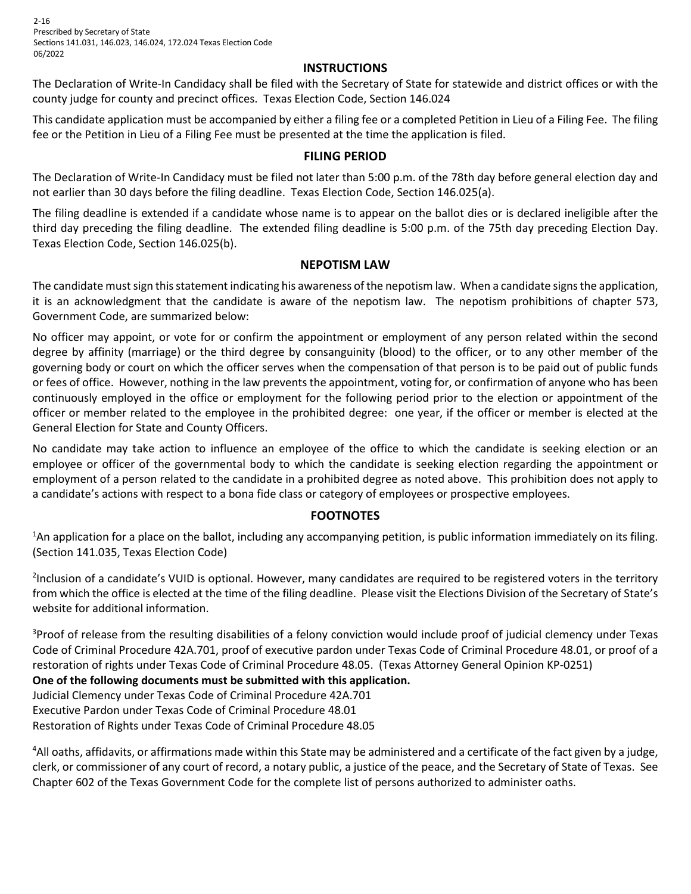2-16
Prescribed by Secretary of State
Sections 141.031, 146.023, 146.024, 172.024 Texas Election Code
06/2022

## INSTRUCTIONS

The Declaration of Write-In Candidacy shall be filed with the Secretary of State for statewide and district offices or with the county judge for county and precinct offices. Texas Election Code, Section 146.024

This candidate application must be accompanied by either a filing fee or a completed Petition in Lieu of a Filing Fee. The filing fee or the Petition in Lieu of a Filing Fee must be presented at the time the application is filed.

## FILING PERIOD

The Declaration of Write-In Candidacy must be filed not later than 5:00 p.m. of the 78th day before general election day and not earlier than 30 days before the filing deadline. Texas Election Code, Section 146.025(a).

The filing deadline is extended if a candidate whose name is to appear on the ballot dies or is declared ineligible after the third day preceding the filing deadline. The extended filing deadline is 5:00 p.m. of the 75th day preceding Election Day. Texas Election Code, Section 146.025(b).

## NEPOTISM LAW

The candidate must sign this statement indicating his awareness of the nepotism law. When a candidate signs the application, it is an acknowledgment that the candidate is aware of the nepotism law. The nepotism prohibitions of chapter 573, Government Code, are summarized below:

No officer may appoint, or vote for or confirm the appointment or employment of any person related within the second degree by affinity (marriage) or the third degree by consanguinity (blood) to the officer, or to any other member of the governing body or court on which the officer serves when the compensation of that person is to be paid out of public funds or fees of office. However, nothing in the law prevents the appointment, voting for, or confirmation of anyone who has been continuously employed in the office or employment for the following period prior to the election or appointment of the officer or member related to the employee in the prohibited degree: one year, if the officer or member is elected at the General Election for State and County Officers.

No candidate may take action to influence an employee of the office to which the candidate is seeking election or an employee or officer of the governmental body to which the candidate is seeking election regarding the appointment or employment of a person related to the candidate in a prohibited degree as noted above. This prohibition does not apply to a candidate's actions with respect to a bona fide class or category of employees or prospective employees.

## FOOTNOTES

[1]An application for a place on the ballot, including any accompanying petition, is public information immediately on its filing. (Section 141.035, Texas Election Code)

[2]Inclusion of a candidate's VUID is optional. However, many candidates are required to be registered voters in the territory from which the office is elected at the time of the filing deadline. Please visit the Elections Division of the Secretary of State's website for additional information.

[3]Proof of release from the resulting disabilities of a felony conviction would include proof of judicial clemency under Texas Code of Criminal Procedure 42A.701, proof of executive pardon under Texas Code of Criminal Procedure 48.01, or proof of a restoration of rights under Texas Code of Criminal Procedure 48.05. (Texas Attorney General Opinion KP-0251)

**One of the following documents must be submitted with this application.**

Judicial Clemency under Texas Code of Criminal Procedure 42A.701
Executive Pardon under Texas Code of Criminal Procedure 48.01
Restoration of Rights under Texas Code of Criminal Procedure 48.05

[4]All oaths, affidavits, or affirmations made within this State may be administered and a certificate of the fact given by a judge, clerk, or commissioner of any court of record, a notary public, a justice of the peace, and the Secretary of State of Texas. See Chapter 602 of the Texas Government Code for the complete list of persons authorized to administer oaths.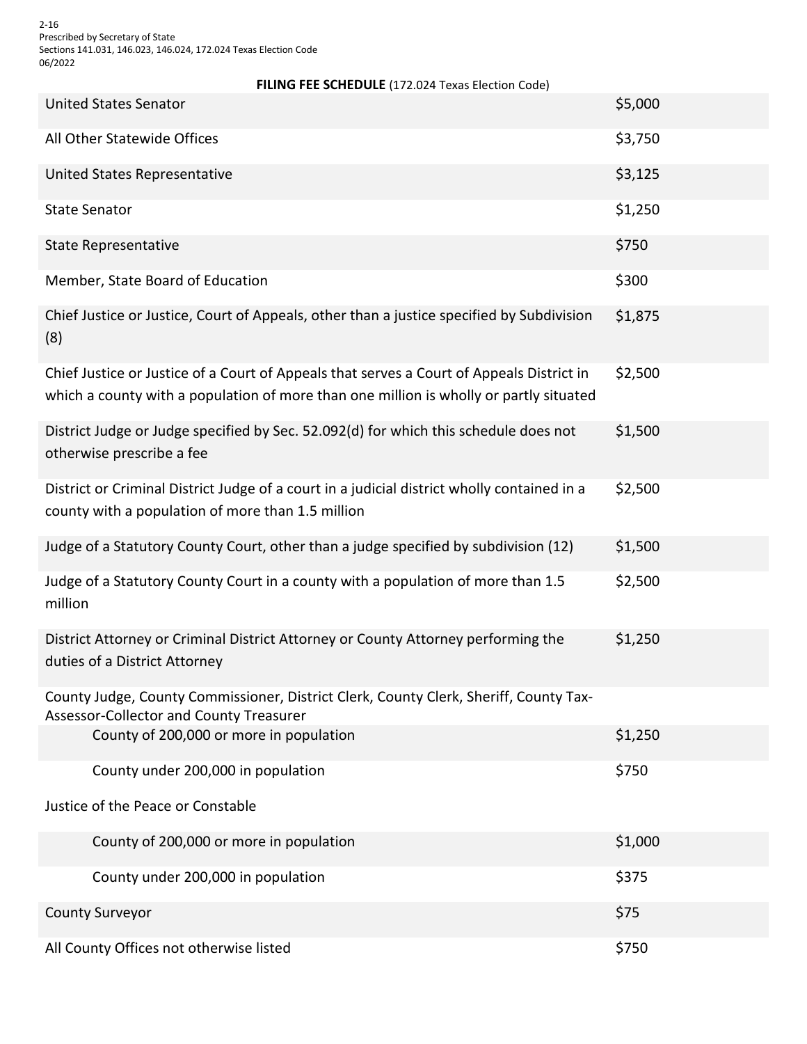2-16
Prescribed by Secretary of State
Sections 141.031, 146.023, 146.024, 172.024 Texas Election Code
06/2022

**FILING FEE SCHEDULE** (172.024 Texas Election Code)

| Office | Fee |
|---|---|
| United States Senator | $5,000 |
| All Other Statewide Offices | $3,750 |
| United States Representative | $3,125 |
| State Senator | $1,250 |
| State Representative | $750 |
| Member, State Board of Education | $300 |
| Chief Justice or Justice, Court of Appeals, other than a justice specified by Subdivision (8) | $1,875 |
| Chief Justice or Justice of a Court of Appeals that serves a Court of Appeals District in which a county with a population of more than one million is wholly or partly situated | $2,500 |
| District Judge or Judge specified by Sec. 52.092(d) for which this schedule does not otherwise prescribe a fee | $1,500 |
| District or Criminal District Judge of a court in a judicial district wholly contained in a county with a population of more than 1.5 million | $2,500 |
| Judge of a Statutory County Court, other than a judge specified by subdivision (12) | $1,500 |
| Judge of a Statutory County Court in a county with a population of more than 1.5 million | $2,500 |
| District Attorney or Criminal District Attorney or County Attorney performing the duties of a District Attorney | $1,250 |
| County Judge, County Commissioner, District Clerk, County Clerk, Sheriff, County Tax-Assessor-Collector and County Treasurer | |
| County of 200,000 or more in population | $1,250 |
| County under 200,000 in population | $750 |
| Justice of the Peace or Constable | |
| County of 200,000 or more in population | $1,000 |
| County under 200,000 in population | $375 |
| County Surveyor | $75 |
| All County Offices not otherwise listed | $750 |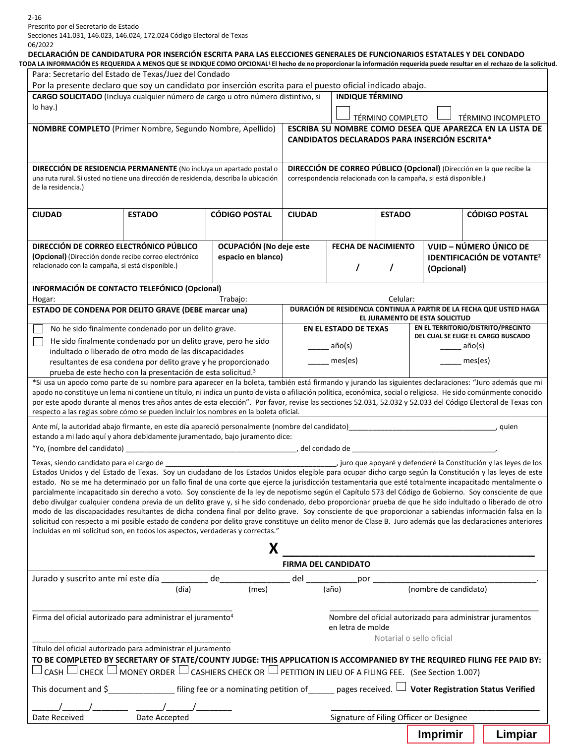2-16
Prescrito por el Secretario de Estado
Secciones 141.031, 146.023, 146.024, 172.024 Código Electoral de Texas
06/2022

**DECLARACIÓN DE CANDIDATURA POR INSERCIÓN ESCRITA PARA LAS ELECCIONES GENERALES DE FUNCIONARIOS ESTATALES Y DEL CONDADO**

**TODA LA INFORMACIÓN ES REQUERIDA A MENOS QUE SE INDIQUE COMO OPCIONAL[1] El hecho de no proporcionar la información requerida puede resultar en el rechazo de la solicitud.**

Para: Secretario del Estado de Texas/Juez del Condado

Por la presente declaro que soy un candidato por inserción escrita para el puesto oficial indicado abajo.

| **CARGO SOLICITADO** (Incluya cualquier número de cargo u otro número distintivo, si lo hay.) | **INDIQUE TÉRMINO** ☐ TÉRMINO COMPLETO ☐ TÉRMINO INCOMPLETO |
|---|---|
| **NOMBRE COMPLETO** (Primer Nombre, Segundo Nombre, Apellido) | **ESCRIBA SU NOMBRE COMO DESEA QUE APAREZCA EN LA LISTA DE CANDIDATOS DECLARADOS PARA INSERCIÓN ESCRITA*** |
| **DIRECCIÓN DE RESIDENCIA PERMANENTE** (No incluya un apartado postal o una ruta rural. Si usted no tiene una dirección de residencia, describa la ubicación de la residencia.) | **DIRECCIÓN DE CORREO PÚBLICO (Opcional)** (Dirección en la que recibe la correspondencia relacionada con la campaña, si está disponible.) |

| **CIUDAD** | **ESTADO** | **CÓDIGO POSTAL** | **CIUDAD** | **ESTADO** | **CÓDIGO POSTAL** |
|---|---|---|---|---|---|
| | | | | | |

| **DIRECCIÓN DE CORREO ELECTRÓNICO PÚBLICO (Opcional)** (Dirección donde recibe correo electrónico relacionado con la campaña, si está disponible.) | **OCUPACIÓN (No deje este espacio en blanco)** | **FECHA DE NACIMIENTO** / / | **VUID – NÚMERO ÚNICO DE IDENTIFICACIÓN DE VOTANTE[2] (Opcional)** |
|---|---|---|---|

**INFORMACIÓN DE CONTACTO TELEFÓNICO (Opcional)**
Hogar: Trabajo: Celular:

| **ESTADO DE CONDENA POR DELITO GRAVE (DEBE marcar una)** | **DURACIÓN DE RESIDENCIA CONTINUA A PARTIR DE LA FECHA QUE USTED HAGA EL JURAMENTO DE ESTA SOLICITUD** | |
|---|---|---|
| | **EN EL ESTADO DE TEXAS** | **EN EL TERRITORIO/DISTRITO/PRECINTO DEL CUAL SE ELIGE EL CARGO BUSCADO** |
| ☐ No he sido finalmente condenado por un delito grave.<br>☐ He sido finalmente condenado por un delito grave, pero he sido indultado o liberado de otro modo de las discapacidades resultantes de esa condena por delito grave y he proporcionado prueba de este hecho con la presentación de esta solicitud.[3] | _____ año(s)<br>_____ mes(es) | _____ año(s)<br>_____ mes(es) |

***Si usa un apodo como parte de su nombre para aparecer en la boleta, también está firmando y jurando las siguientes declaraciones: "Juro además que mi apodo no constituye un lema ni contiene un título, ni indica un punto de vista o afiliación política, económica, social o religiosa. He sido comúnmente conocido por este apodo durante al menos tres años antes de esta elección". Por favor, revise las secciones 52.031, 52.032 y 52.033 del Código Electoral de Texas con respecto a las reglas sobre cómo se pueden incluir los nombres en la boleta oficial.**

Ante mí, la autoridad abajo firmante, en este día apareció personalmente (nombre del candidato)____________________________________, quien estando a mi lado aquí y ahora debidamente juramentado, bajo juramento dice:

"Yo, (nombre del candidato) __________________________________________, del condado de ___________________________________,

Texas, siendo candidato para el cargo de ____________________________________________, juro que apoyaré y defenderé la Constitución y las leyes de los Estados Unidos y del Estado de Texas. Soy un ciudadano de los Estados Unidos elegible para ocupar dicho cargo según la Constitución y las leyes de este estado. No se me ha determinado por un fallo final de una corte que ejerce la jurisdicción testamentaria que esté totalmente incapacitado mentalmente o parcialmente incapacitado sin derecho a voto. Soy consciente de la ley de nepotismo según el Capítulo 573 del Código de Gobierno. Soy consciente de que debo divulgar cualquier condena previa de un delito grave y, si he sido condenado, debo proporcionar prueba de que he sido indultado o liberado de otro modo de las discapacidades resultantes de dicha condena final por delito grave. Soy consciente de que proporcionar a sabiendas información falsa en la solicitud con respecto a mi posible estado de condena por delito grave constituye un delito menor de Clase B. Juro además que las declaraciones anteriores incluidas en mi solicitud son, en todos los aspectos, verdaderas y correctas."

**X** ______________________________________
**FIRMA DEL CANDIDATO**

Jurado y suscrito ante mí este día __________ de_______________ del ___________por ____________________________________.
(día) (mes) (año) (nombre de candidato)

_____________________________________________
Firma del oficial autorizado para administrar el juramento[4]

_____________________________________________
Nombre del oficial autorizado para administrar juramentos en letra de molde

Notarial o sello oficial

_____________________________________________
Título del oficial autorizado para administrar el juramento

**TO BE COMPLETED BY SECRETARY OF STATE/COUNTY JUDGE: THIS APPLICATION IS ACCOMPANIED BY THE REQUIRED FILING FEE PAID BY:**
☐ CASH ☐ CHECK ☐ MONEY ORDER ☐ CASHIERS CHECK OR ☐ PETITION IN LIEU OF A FILING FEE. (See Section 1.007)

This document and $______________ filing fee or a nominating petition of______ pages received. ☐ **Voter Registration Status Verified**

______/______/________ ______/______/________
Date Received Date Accepted

_____________________________________________
Signature of Filing Officer or Designee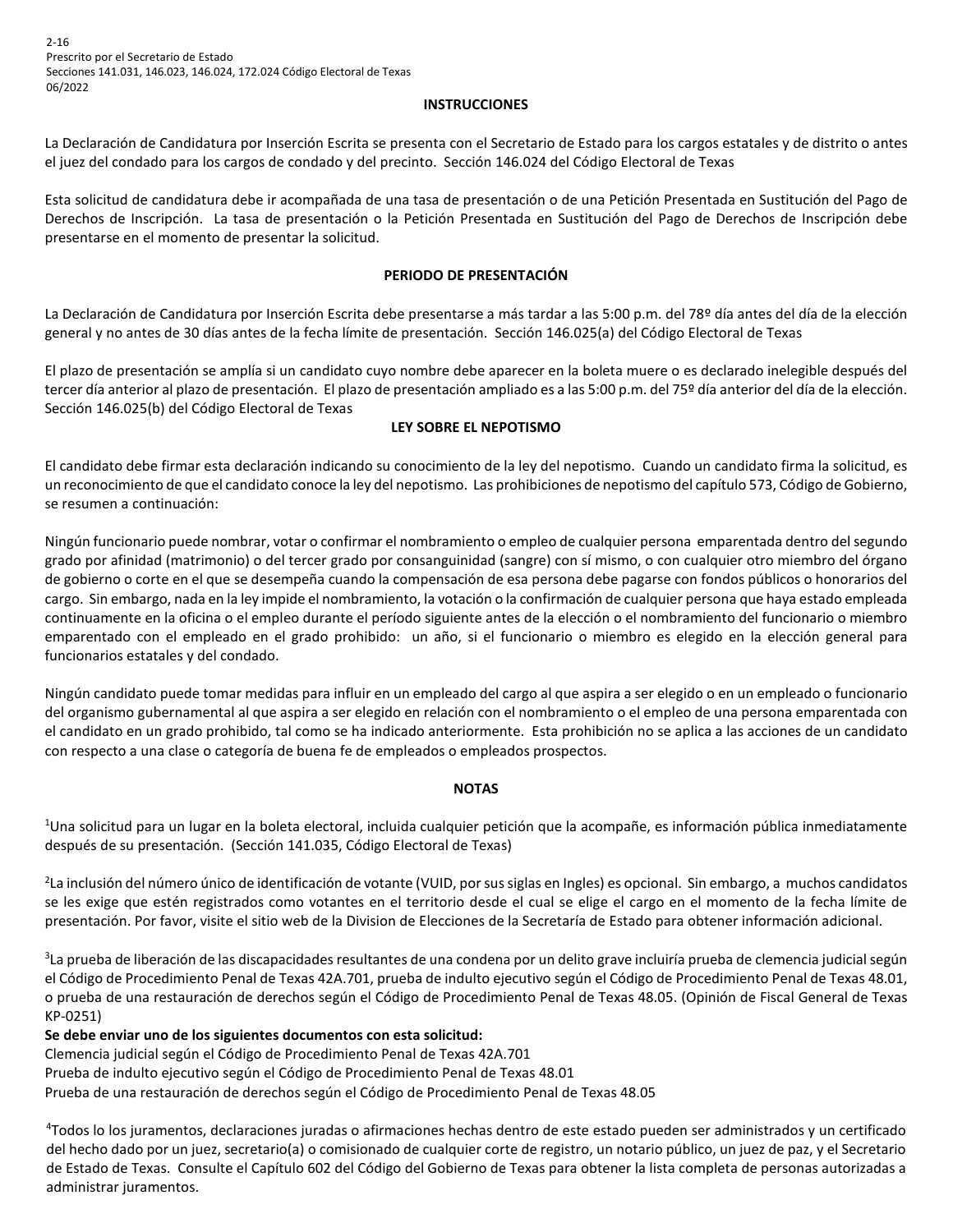2-16
Prescrito por el Secretario de Estado
Secciones 141.031, 146.023, 146.024, 172.024 Código Electoral de Texas
06/2022

## INSTRUCCIONES

La Declaración de Candidatura por Inserción Escrita se presenta con el Secretario de Estado para los cargos estatales y de distrito o antes el juez del condado para los cargos de condado y del precinto. Sección 146.024 del Código Electoral de Texas

Esta solicitud de candidatura debe ir acompañada de una tasa de presentación o de una Petición Presentada en Sustitución del Pago de Derechos de Inscripción. La tasa de presentación o la Petición Presentada en Sustitución del Pago de Derechos de Inscripción debe presentarse en el momento de presentar la solicitud.

## PERIODO DE PRESENTACIÓN

La Declaración de Candidatura por Inserción Escrita debe presentarse a más tardar a las 5:00 p.m. del 78º día antes del día de la elección general y no antes de 30 días antes de la fecha límite de presentación. Sección 146.025(a) del Código Electoral de Texas

El plazo de presentación se amplía si un candidato cuyo nombre debe aparecer en la boleta muere o es declarado inelegible después del tercer día anterior al plazo de presentación. El plazo de presentación ampliado es a las 5:00 p.m. del 75º día anterior del día de la elección. Sección 146.025(b) del Código Electoral de Texas

## LEY SOBRE EL NEPOTISMO

El candidato debe firmar esta declaración indicando su conocimiento de la ley del nepotismo. Cuando un candidato firma la solicitud, es un reconocimiento de que el candidato conoce la ley del nepotismo. Las prohibiciones de nepotismo del capítulo 573, Código de Gobierno, se resumen a continuación:

Ningún funcionario puede nombrar, votar o confirmar el nombramiento o empleo de cualquier persona emparentada dentro del segundo grado por afinidad (matrimonio) o del tercer grado por consanguinidad (sangre) con sí mismo, o con cualquier otro miembro del órgano de gobierno o corte en el que se desempeña cuando la compensación de esa persona debe pagarse con fondos públicos o honorarios del cargo. Sin embargo, nada en la ley impide el nombramiento, la votación o la confirmación de cualquier persona que haya estado empleada continuamente en la oficina o el empleo durante el período siguiente antes de la elección o el nombramiento del funcionario o miembro emparentado con el empleado en el grado prohibido: un año, si el funcionario o miembro es elegido en la elección general para funcionarios estatales y del condado.

Ningún candidato puede tomar medidas para influir en un empleado del cargo al que aspira a ser elegido o en un empleado o funcionario del organismo gubernamental al que aspira a ser elegido en relación con el nombramiento o el empleo de una persona emparentada con el candidato en un grado prohibido, tal como se ha indicado anteriormente. Esta prohibición no se aplica a las acciones de un candidato con respecto a una clase o categoría de buena fe de empleados o empleados prospectos.

## NOTAS

[1]Una solicitud para un lugar en la boleta electoral, incluida cualquier petición que la acompañe, es información pública inmediatamente después de su presentación. (Sección 141.035, Código Electoral de Texas)

[2]La inclusión del número único de identificación de votante (VUID, por sus siglas en Ingles) es opcional. Sin embargo, a muchos candidatos se les exige que estén registrados como votantes en el territorio desde el cual se elige el cargo en el momento de la fecha límite de presentación. Por favor, visite el sitio web de la Division de Elecciones de la Secretaría de Estado para obtener información adicional.

[3]La prueba de liberación de las discapacidades resultantes de una condena por un delito grave incluiría prueba de clemencia judicial según el Código de Procedimiento Penal de Texas 42A.701, prueba de indulto ejecutivo según el Código de Procedimiento Penal de Texas 48.01, o prueba de una restauración de derechos según el Código de Procedimiento Penal de Texas 48.05. (Opinión de Fiscal General de Texas KP-0251)

**Se debe enviar uno de los siguientes documentos con esta solicitud:**
Clemencia judicial según el Código de Procedimiento Penal de Texas 42A.701
Prueba de indulto ejecutivo según el Código de Procedimiento Penal de Texas 48.01
Prueba de una restauración de derechos según el Código de Procedimiento Penal de Texas 48.05

[4]Todos lo los juramentos, declaraciones juradas o afirmaciones hechas dentro de este estado pueden ser administrados y un certificado del hecho dado por un juez, secretario(a) o comisionado de cualquier corte de registro, un notario público, un juez de paz, y el Secretario de Estado de Texas. Consulte el Capítulo 602 del Código del Gobierno de Texas para obtener la lista completa de personas autorizadas a administrar juramentos.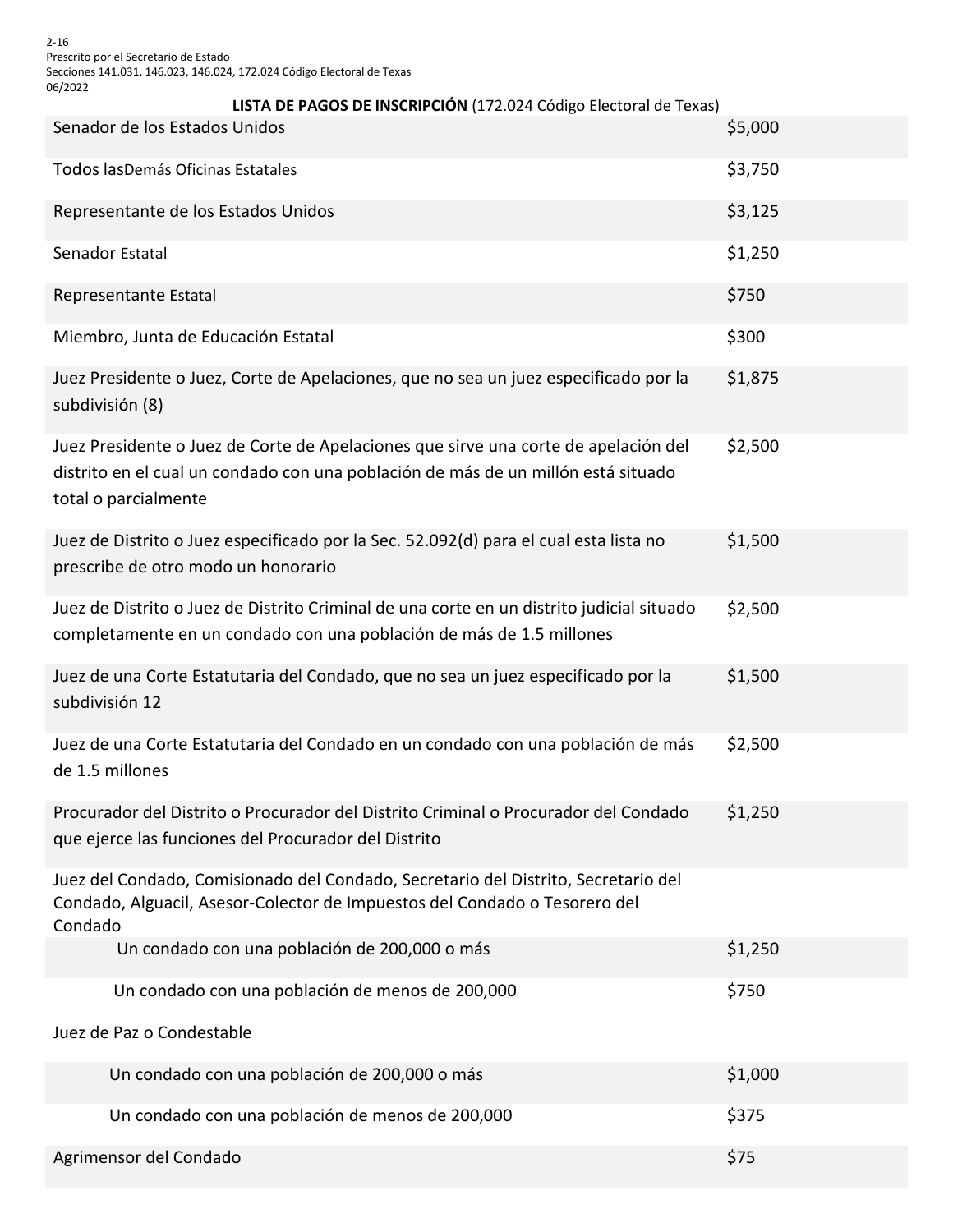2-16
Prescrito por el Secretario de Estado
Secciones 141.031, 146.023, 146.024, 172.024 Código Electoral de Texas
06/2022

**LISTA DE PAGOS DE INSCRIPCIÓN** (172.024 Código Electoral de Texas)

| | |
|---|---|
| Senador de los Estados Unidos | $5,000 |
| Todos lasDemás Oficinas Estatales | $3,750 |
| Representante de los Estados Unidos | $3,125 |
| Senador Estatal | $1,250 |
| Representante Estatal | $750 |
| Miembro, Junta de Educación Estatal | $300 |
| Juez Presidente o Juez, Corte de Apelaciones, que no sea un juez especificado por la subdivisión (8) | $1,875 |
| Juez Presidente o Juez de Corte de Apelaciones que sirve una corte de apelación del distrito en el cual un condado con una población de más de un millón está situado total o parcialmente | $2,500 |
| Juez de Distrito o Juez especificado por la Sec. 52.092(d) para el cual esta lista no prescribe de otro modo un honorario | $1,500 |
| Juez de Distrito o Juez de Distrito Criminal de una corte en un distrito judicial situado completamente en un condado con una población de más de 1.5 millones | $2,500 |
| Juez de una Corte Estatutaria del Condado, que no sea un juez especificado por la subdivisión 12 | $1,500 |
| Juez de una Corte Estatutaria del Condado en un condado con una población de más de 1.5 millones | $2,500 |
| Procurador del Distrito o Procurador del Distrito Criminal o Procurador del Condado que ejerce las funciones del Procurador del Distrito | $1,250 |
| Juez del Condado, Comisionado del Condado, Secretario del Distrito, Secretario del Condado, Alguacil, Asesor-Colector de Impuestos del Condado o Tesorero del Condado | |
| Un condado con una población de 200,000 o más | $1,250 |
| Un condado con una población de menos de 200,000 | $750 |
| Juez de Paz o Condestable | |
| Un condado con una población de 200,000 o más | $1,000 |
| Un condado con una población de menos de 200,000 | $375 |
| Agrimensor del Condado | $75 |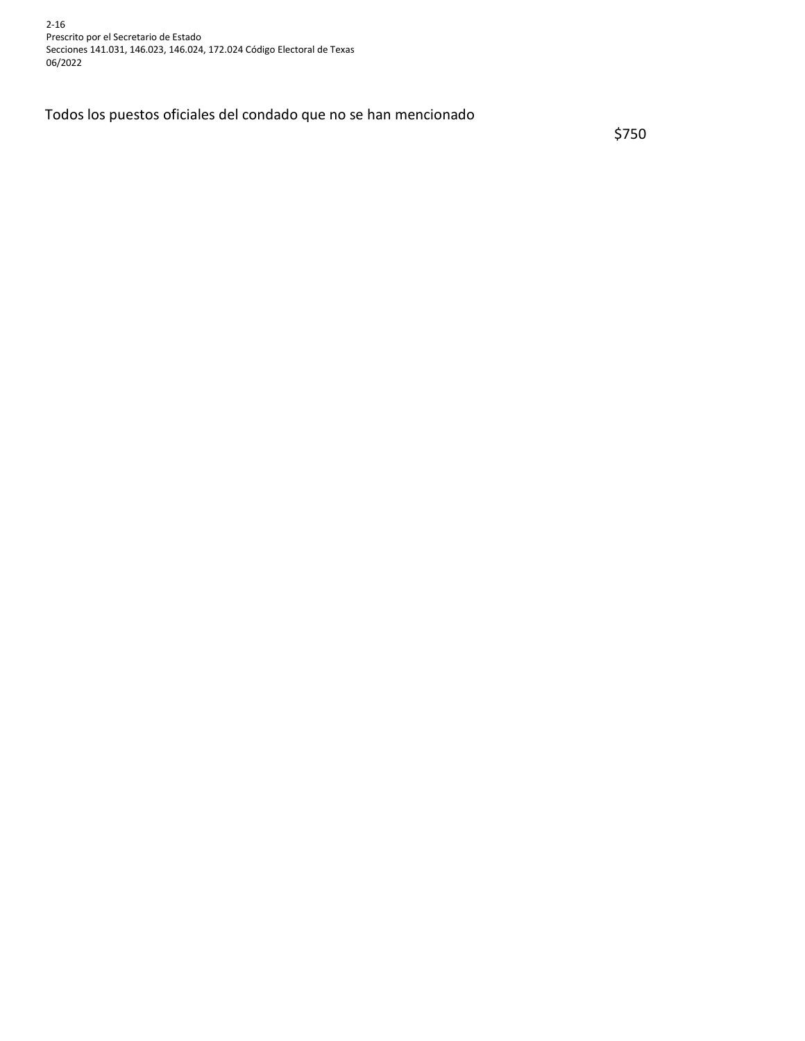| | |
|---|---|
| Todos los puestos oficiales del condado que no se han mencionado | $750 |